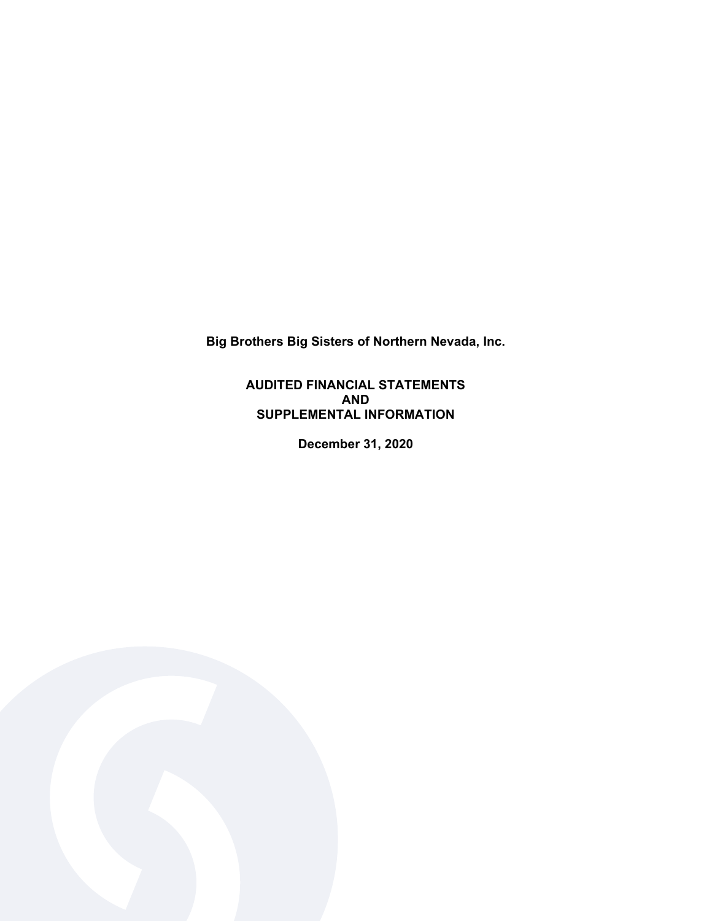**Big Brothers Big Sisters of Northern Nevada, Inc.**

**AUDITED FINANCIAL STATEMENTS**
**AND**
**SUPPLEMENTAL INFORMATION**

**December 31, 2020**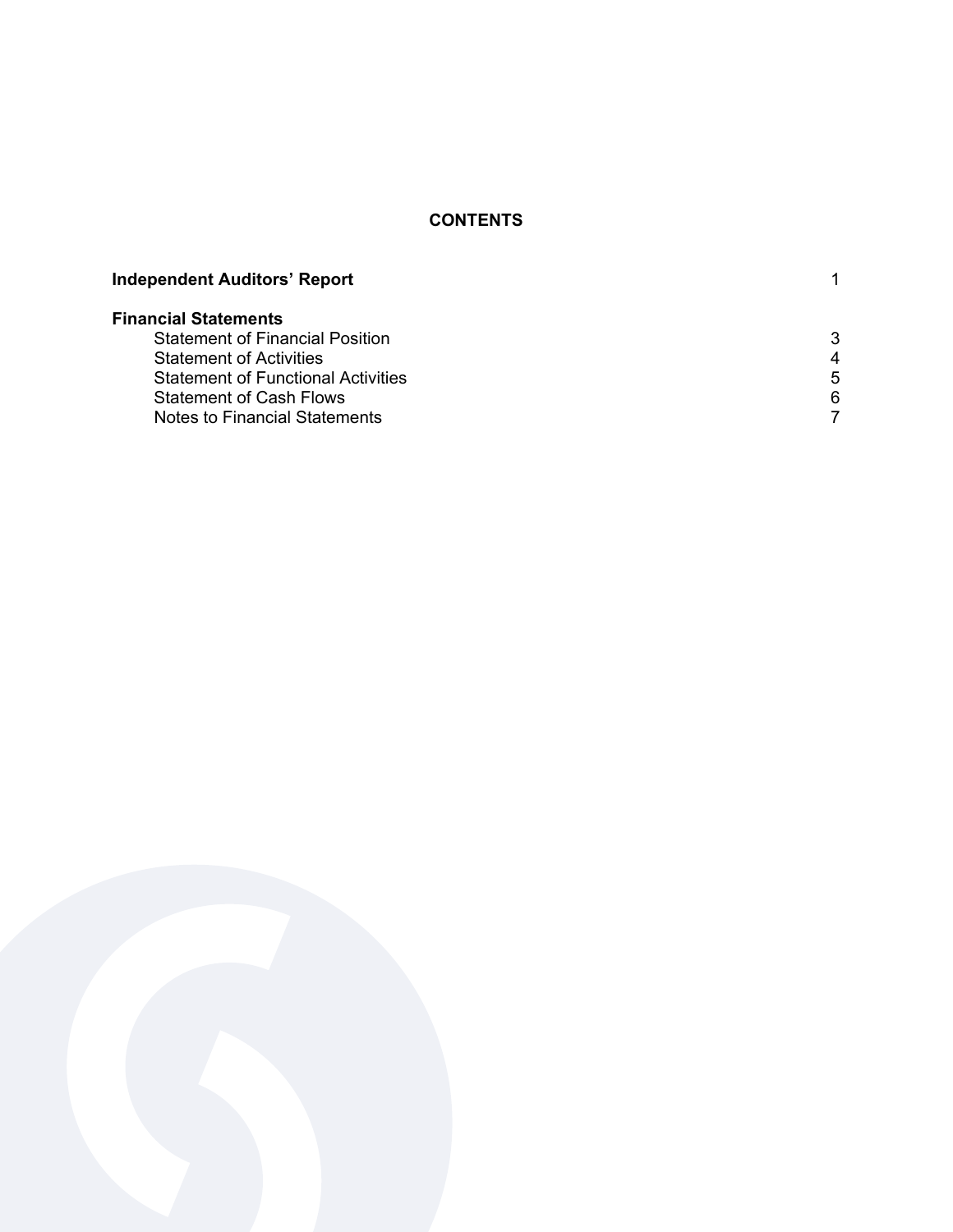# CONTENTS

| | |
|---|---|
| **Independent Auditors' Report** | 1 |
| **Financial Statements** | |
| Statement of Financial Position | 3 |
| Statement of Activities | 4 |
| Statement of Functional Activities | 5 |
| Statement of Cash Flows | 6 |
| Notes to Financial Statements | 7 |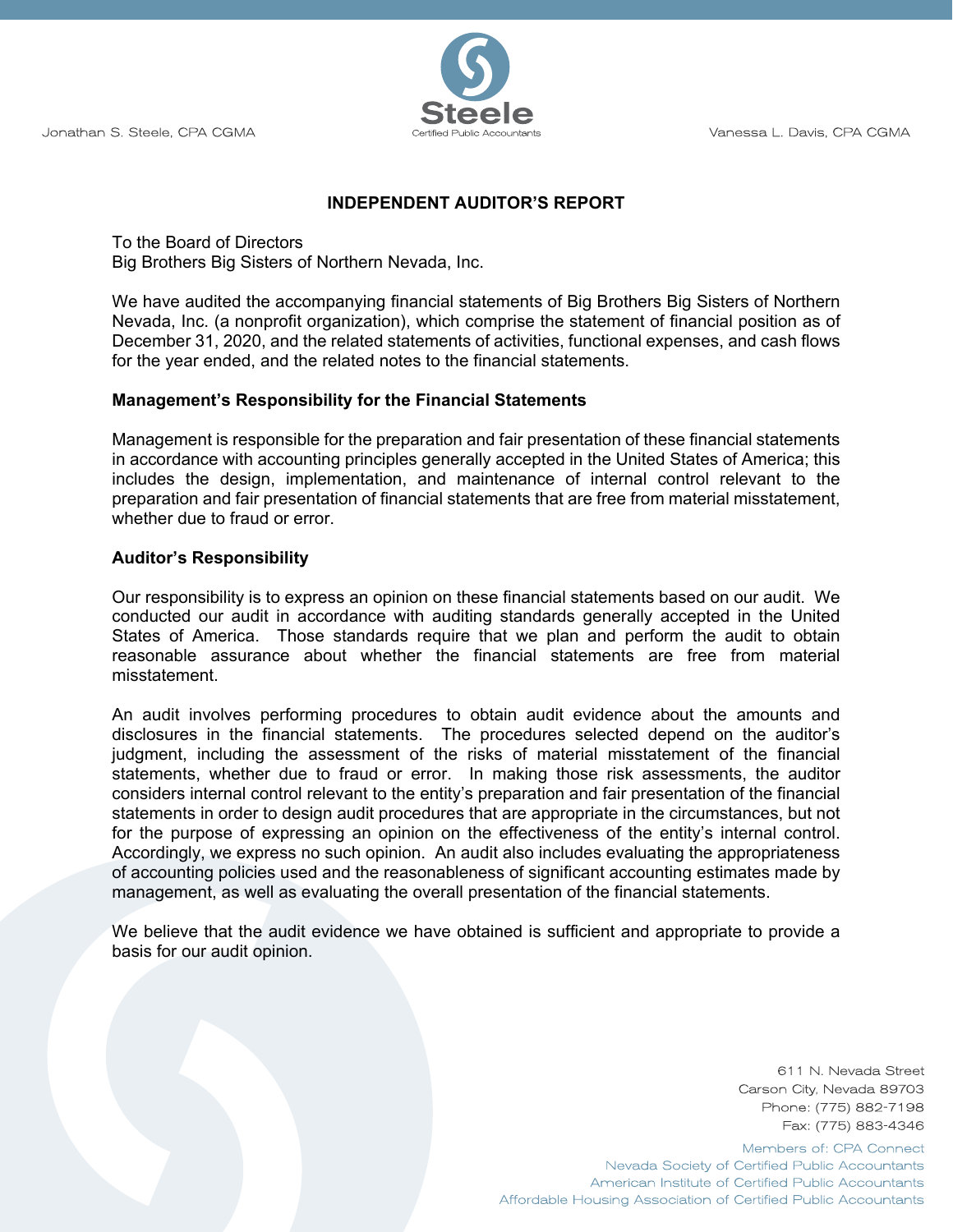Jonathan S. Steele, CPA CGMA

**Steele**
Certified Public Accountants

Vanessa L. Davis, CPA CGMA

## INDEPENDENT AUDITOR'S REPORT

To the Board of Directors
Big Brothers Big Sisters of Northern Nevada, Inc.

We have audited the accompanying financial statements of Big Brothers Big Sisters of Northern Nevada, Inc. (a nonprofit organization), which comprise the statement of financial position as of December 31, 2020, and the related statements of activities, functional expenses, and cash flows for the year ended, and the related notes to the financial statements.

### Management's Responsibility for the Financial Statements

Management is responsible for the preparation and fair presentation of these financial statements in accordance with accounting principles generally accepted in the United States of America; this includes the design, implementation, and maintenance of internal control relevant to the preparation and fair presentation of financial statements that are free from material misstatement, whether due to fraud or error.

### Auditor's Responsibility

Our responsibility is to express an opinion on these financial statements based on our audit. We conducted our audit in accordance with auditing standards generally accepted in the United States of America. Those standards require that we plan and perform the audit to obtain reasonable assurance about whether the financial statements are free from material misstatement.

An audit involves performing procedures to obtain audit evidence about the amounts and disclosures in the financial statements. The procedures selected depend on the auditor's judgment, including the assessment of the risks of material misstatement of the financial statements, whether due to fraud or error. In making those risk assessments, the auditor considers internal control relevant to the entity's preparation and fair presentation of the financial statements in order to design audit procedures that are appropriate in the circumstances, but not for the purpose of expressing an opinion on the effectiveness of the entity's internal control. Accordingly, we express no such opinion. An audit also includes evaluating the appropriateness of accounting policies used and the reasonableness of significant accounting estimates made by management, as well as evaluating the overall presentation of the financial statements.

We believe that the audit evidence we have obtained is sufficient and appropriate to provide a basis for our audit opinion.

611 N. Nevada Street
Carson City, Nevada 89703
Phone: (775) 882-7198
Fax: (775) 883-4346

Members of: CPA Connect
Nevada Society of Certified Public Accountants
American Institute of Certified Public Accountants
Affordable Housing Association of Certified Public Accountants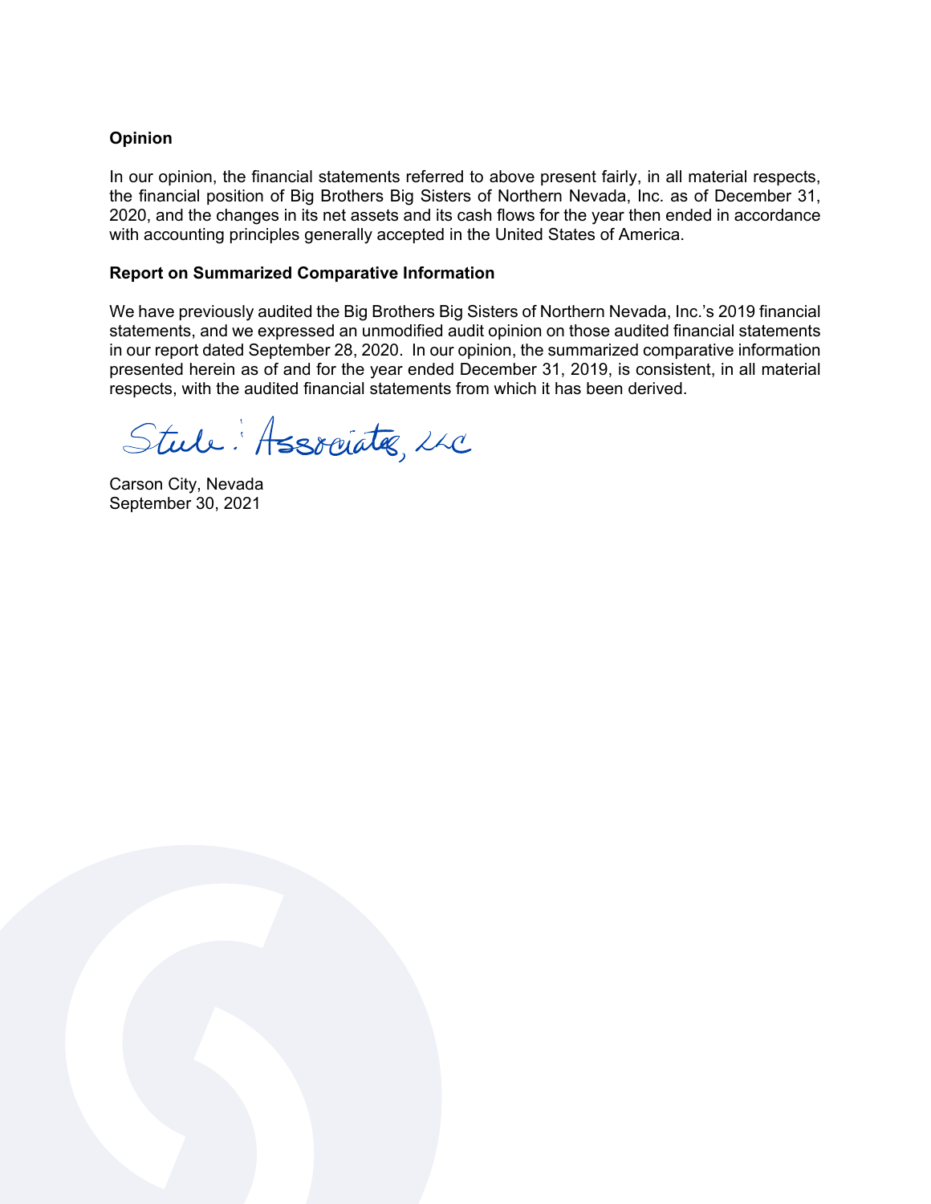## Opinion

In our opinion, the financial statements referred to above present fairly, in all material respects, the financial position of Big Brothers Big Sisters of Northern Nevada, Inc. as of December 31, 2020, and the changes in its net assets and its cash flows for the year then ended in accordance with accounting principles generally accepted in the United States of America.

## Report on Summarized Comparative Information

We have previously audited the Big Brothers Big Sisters of Northern Nevada, Inc.'s 2019 financial statements, and we expressed an unmodified audit opinion on those audited financial statements in our report dated September 28, 2020. In our opinion, the summarized comparative information presented herein as of and for the year ended December 31, 2019, is consistent, in all material respects, with the audited financial statements from which it has been derived.

Steele & Associates, LLC

Carson City, Nevada
September 30, 2021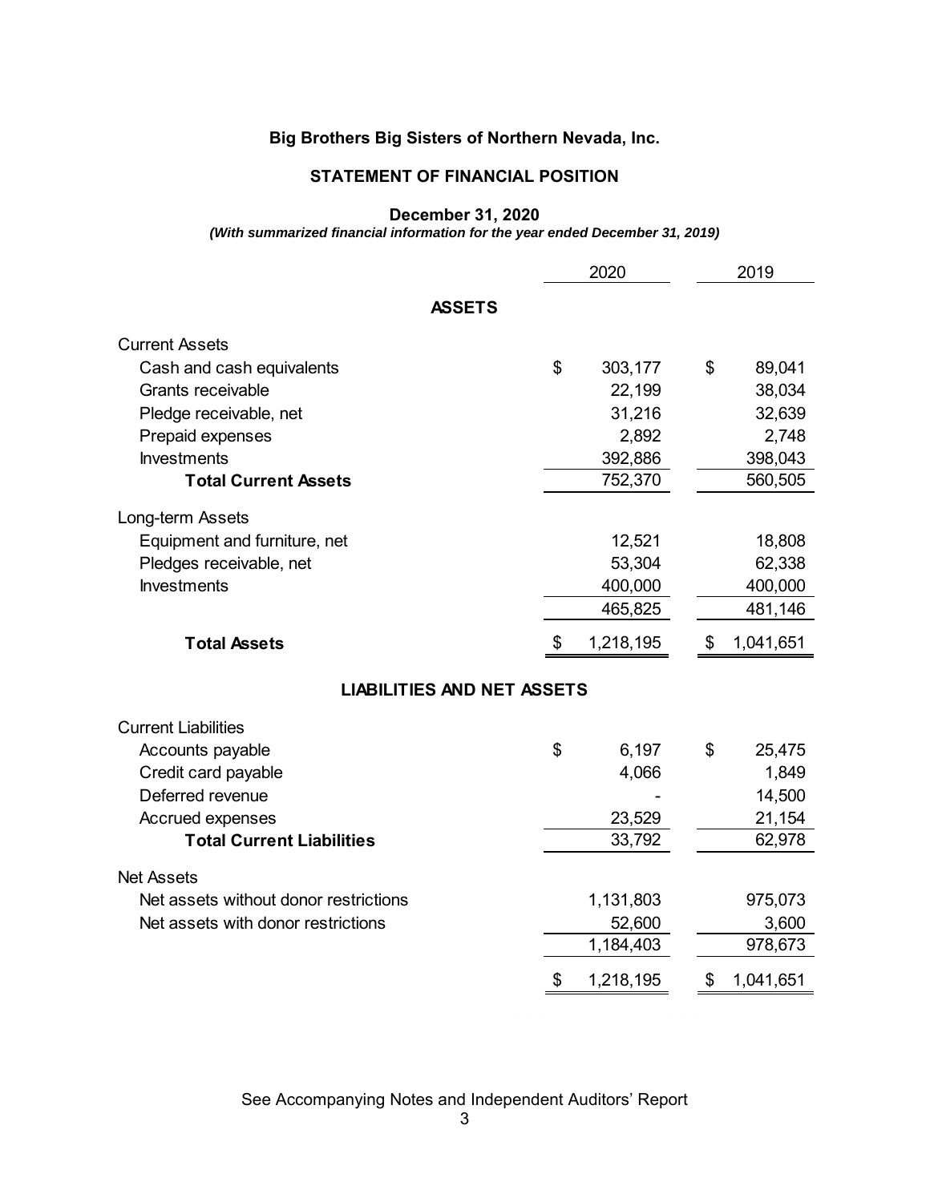# Big Brothers Big Sisters of Northern Nevada, Inc.

## STATEMENT OF FINANCIAL POSITION

**December 31, 2020**

***(With summarized financial information for the year ended December 31, 2019)***

| | 2020 | 2019 |
|---|---|---|
| **ASSETS** | | |
| Current Assets | | |
| Cash and cash equivalents | $ 303,177 | $ 89,041 |
| Grants receivable | 22,199 | 38,034 |
| Pledge receivable, net | 31,216 | 32,639 |
| Prepaid expenses | 2,892 | 2,748 |
| Investments | 392,886 | 398,043 |
| **Total Current Assets** | 752,370 | 560,505 |
| Long-term Assets | | |
| Equipment and furniture, net | 12,521 | 18,808 |
| Pledges receivable, net | 53,304 | 62,338 |
| Investments | 400,000 | 400,000 |
| | 465,825 | 481,146 |
| **Total Assets** | $ 1,218,195 | $ 1,041,651 |
| **LIABILITIES AND NET ASSETS** | | |
| Current Liabilities | | |
| Accounts payable | $ 6,197 | $ 25,475 |
| Credit card payable | 4,066 | 1,849 |
| Deferred revenue | - | 14,500 |
| Accrued expenses | 23,529 | 21,154 |
| **Total Current Liabilities** | 33,792 | 62,978 |
| Net Assets | | |
| Net assets without donor restrictions | 1,131,803 | 975,073 |
| Net assets with donor restrictions | 52,600 | 3,600 |
| | 1,184,403 | 978,673 |
| | $ 1,218,195 | $ 1,041,651 |

See Accompanying Notes and Independent Auditors' Report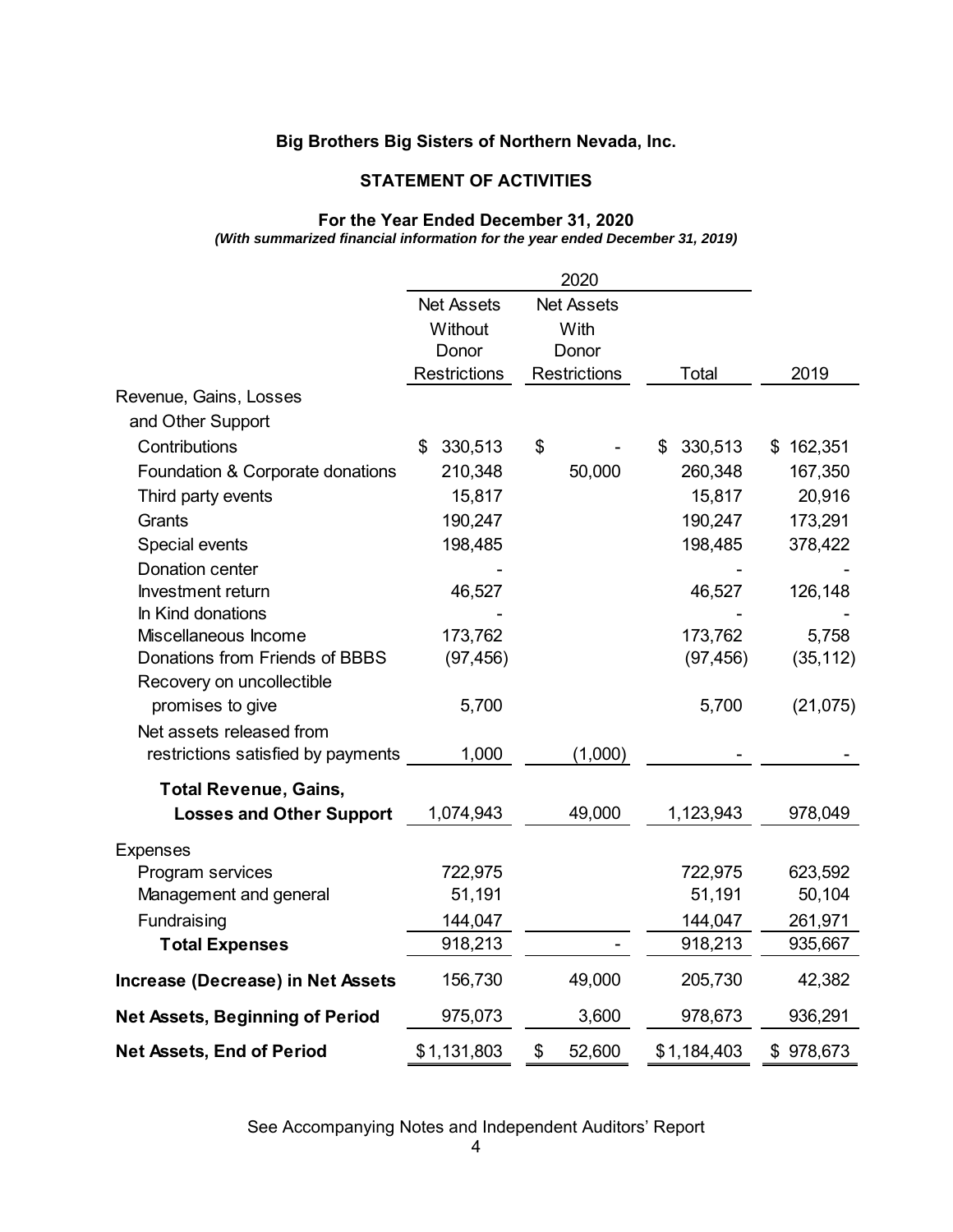**Big Brothers Big Sisters of Northern Nevada, Inc.**

**STATEMENT OF ACTIVITIES**

**For the Year Ended December 31, 2020**
***(With summarized financial information for the year ended December 31, 2019)***

| | 2020 | | | |
|---|---|---|---|---|
| | Net Assets Without Donor Restrictions | Net Assets With Donor Restrictions | Total | 2019 |
| Revenue, Gains, Losses and Other Support | | | | |
| Contributions | $ 330,513 | $ - | $ 330,513 | $ 162,351 |
| Foundation & Corporate donations | 210,348 | 50,000 | 260,348 | 167,350 |
| Third party events | 15,817 | | 15,817 | 20,916 |
| Grants | 190,247 | | 190,247 | 173,291 |
| Special events | 198,485 | | 198,485 | 378,422 |
| Donation center | - | | - | - |
| Investment return | 46,527 | | 46,527 | 126,148 |
| In Kind donations | - | | - | - |
| Miscellaneous Income | 173,762 | | 173,762 | 5,758 |
| Donations from Friends of BBBS | (97,456) | | (97,456) | (35,112) |
| Recovery on uncollectible promises to give | 5,700 | | 5,700 | (21,075) |
| Net assets released from restrictions satisfied by payments | 1,000 | (1,000) | - | - |
| **Total Revenue, Gains, Losses and Other Support** | 1,074,943 | 49,000 | 1,123,943 | 978,049 |
| Expenses | | | | |
| Program services | 722,975 | | 722,975 | 623,592 |
| Management and general | 51,191 | | 51,191 | 50,104 |
| Fundraising | 144,047 | | 144,047 | 261,971 |
| **Total Expenses** | 918,213 | - | 918,213 | 935,667 |
| **Increase (Decrease) in Net Assets** | 156,730 | 49,000 | 205,730 | 42,382 |
| **Net Assets, Beginning of Period** | 975,073 | 3,600 | 978,673 | 936,291 |
| **Net Assets, End of Period** | $1,131,803 | $ 52,600 | $1,184,403 | $ 978,673 |

See Accompanying Notes and Independent Auditors' Report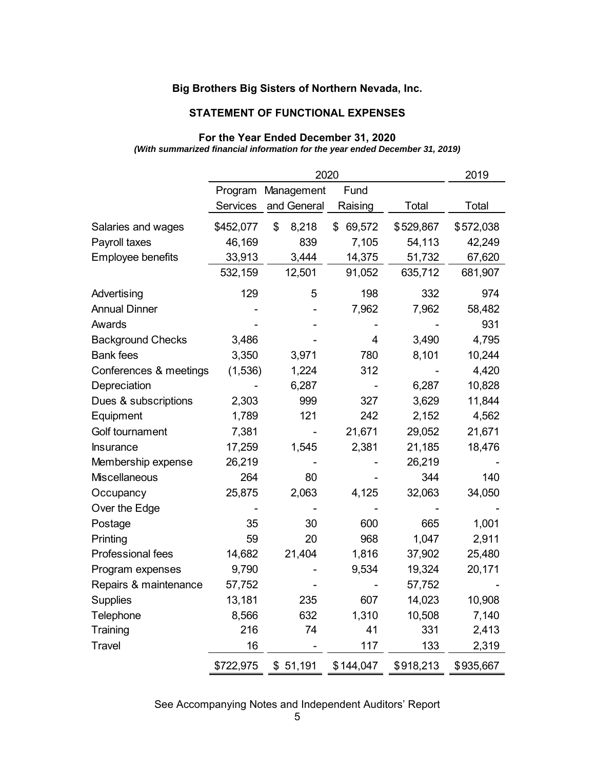**Big Brothers Big Sisters of Northern Nevada, Inc.**

**STATEMENT OF FUNCTIONAL EXPENSES**

**For the Year Ended December 31, 2020**
***(With summarized financial information for the year ended December 31, 2019)***

| | 2020 | | | | 2019 |
|---|---|---|---|---|---|
| | Program Services | Management and General | Fund Raising | Total | Total |
| Salaries and wages | $452,077 | $ 8,218 | $ 69,572 | $529,867 | $572,038 |
| Payroll taxes | 46,169 | 839 | 7,105 | 54,113 | 42,249 |
| Employee benefits | 33,913 | 3,444 | 14,375 | 51,732 | 67,620 |
| | 532,159 | 12,501 | 91,052 | 635,712 | 681,907 |
| Advertising | 129 | 5 | 198 | 332 | 974 |
| Annual Dinner | - | - | 7,962 | 7,962 | 58,482 |
| Awards | - | - | - | - | 931 |
| Background Checks | 3,486 | - | 4 | 3,490 | 4,795 |
| Bank fees | 3,350 | 3,971 | 780 | 8,101 | 10,244 |
| Conferences & meetings | (1,536) | 1,224 | 312 | - | 4,420 |
| Depreciation | - | 6,287 | - | 6,287 | 10,828 |
| Dues & subscriptions | 2,303 | 999 | 327 | 3,629 | 11,844 |
| Equipment | 1,789 | 121 | 242 | 2,152 | 4,562 |
| Golf tournament | 7,381 | - | 21,671 | 29,052 | 21,671 |
| Insurance | 17,259 | 1,545 | 2,381 | 21,185 | 18,476 |
| Membership expense | 26,219 | - | - | 26,219 | - |
| Miscellaneous | 264 | 80 | - | 344 | 140 |
| Occupancy | 25,875 | 2,063 | 4,125 | 32,063 | 34,050 |
| Over the Edge | - | - | - | - | - |
| Postage | 35 | 30 | 600 | 665 | 1,001 |
| Printing | 59 | 20 | 968 | 1,047 | 2,911 |
| Professional fees | 14,682 | 21,404 | 1,816 | 37,902 | 25,480 |
| Program expenses | 9,790 | - | 9,534 | 19,324 | 20,171 |
| Repairs & maintenance | 57,752 | - | - | 57,752 | - |
| Supplies | 13,181 | 235 | 607 | 14,023 | 10,908 |
| Telephone | 8,566 | 632 | 1,310 | 10,508 | 7,140 |
| Training | 216 | 74 | 41 | 331 | 2,413 |
| Travel | 16 | - | 117 | 133 | 2,319 |
| | $722,975 | $ 51,191 | $144,047 | $918,213 | $935,667 |

See Accompanying Notes and Independent Auditors' Report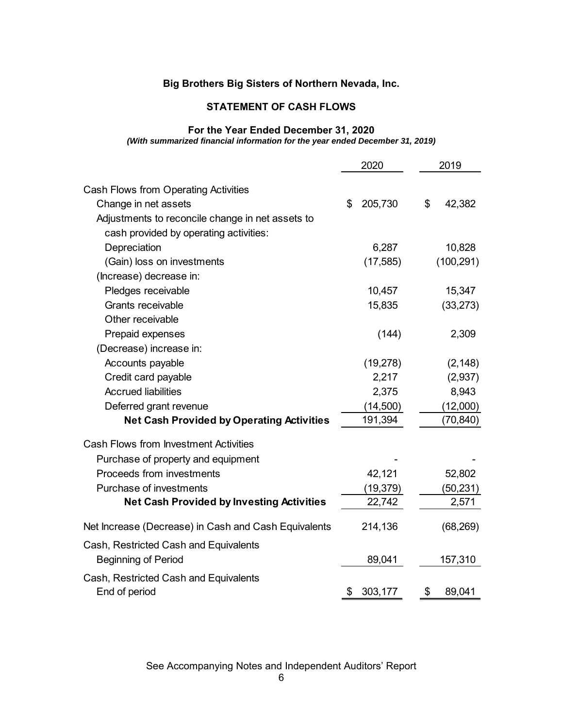**Big Brothers Big Sisters of Northern Nevada, Inc.**

**STATEMENT OF CASH FLOWS**

**For the Year Ended December 31, 2020**

***(With summarized financial information for the year ended December 31, 2019)***

| | 2020 | 2019 |
|---|---|---|
| Cash Flows from Operating Activities | | |
| Change in net assets | $ 205,730 | $ 42,382 |
| Adjustments to reconcile change in net assets to cash provided by operating activities: | | |
| Depreciation | 6,287 | 10,828 |
| (Gain) loss on investments | (17,585) | (100,291) |
| (Increase) decrease in: | | |
| Pledges receivable | 10,457 | 15,347 |
| Grants receivable | 15,835 | (33,273) |
| Other receivable | | |
| Prepaid expenses | (144) | 2,309 |
| (Decrease) increase in: | | |
| Accounts payable | (19,278) | (2,148) |
| Credit card payable | 2,217 | (2,937) |
| Accrued liabilities | 2,375 | 8,943 |
| Deferred grant revenue | (14,500) | (12,000) |
| **Net Cash Provided by Operating Activities** | 191,394 | (70,840) |
| Cash Flows from Investment Activities | | |
| Purchase of property and equipment | - | - |
| Proceeds from investments | 42,121 | 52,802 |
| Purchase of investments | (19,379) | (50,231) |
| **Net Cash Provided by Investing Activities** | 22,742 | 2,571 |
| Net Increase (Decrease) in Cash and Cash Equivalents | 214,136 | (68,269) |
| Cash, Restricted Cash and Equivalents Beginning of Period | 89,041 | 157,310 |
| Cash, Restricted Cash and Equivalents End of period | $ 303,177 | $ 89,041 |

See Accompanying Notes and Independent Auditors' Report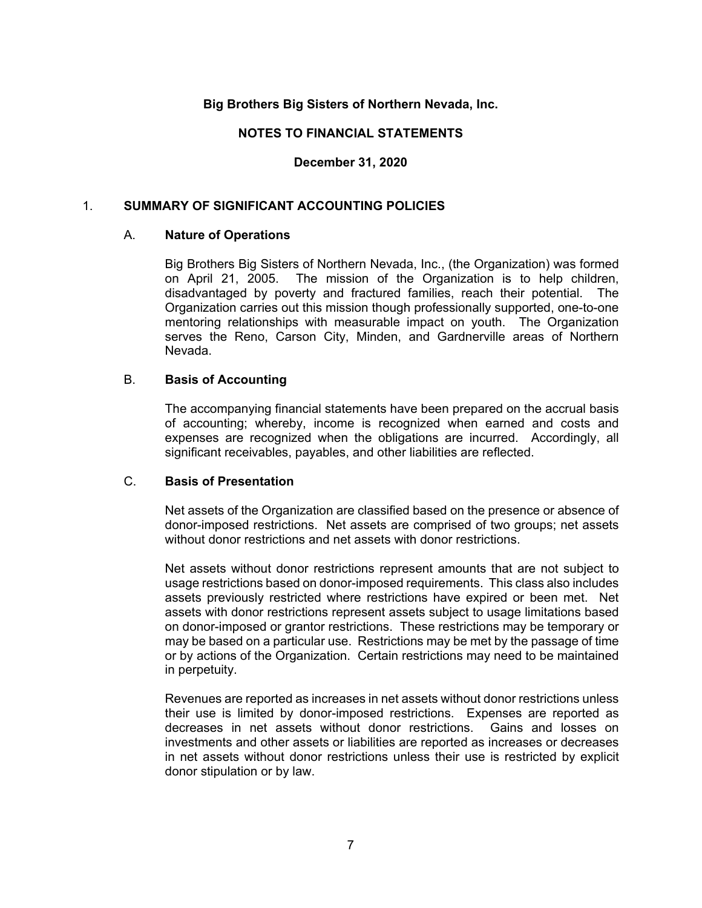**Big Brothers Big Sisters of Northern Nevada, Inc.**

**NOTES TO FINANCIAL STATEMENTS**

**December 31, 2020**

## 1. SUMMARY OF SIGNIFICANT ACCOUNTING POLICIES

### A. Nature of Operations

Big Brothers Big Sisters of Northern Nevada, Inc., (the Organization) was formed on April 21, 2005. The mission of the Organization is to help children, disadvantaged by poverty and fractured families, reach their potential. The Organization carries out this mission though professionally supported, one-to-one mentoring relationships with measurable impact on youth. The Organization serves the Reno, Carson City, Minden, and Gardnerville areas of Northern Nevada.

### B. Basis of Accounting

The accompanying financial statements have been prepared on the accrual basis of accounting; whereby, income is recognized when earned and costs and expenses are recognized when the obligations are incurred. Accordingly, all significant receivables, payables, and other liabilities are reflected.

### C. Basis of Presentation

Net assets of the Organization are classified based on the presence or absence of donor-imposed restrictions. Net assets are comprised of two groups; net assets without donor restrictions and net assets with donor restrictions.

Net assets without donor restrictions represent amounts that are not subject to usage restrictions based on donor-imposed requirements. This class also includes assets previously restricted where restrictions have expired or been met. Net assets with donor restrictions represent assets subject to usage limitations based on donor-imposed or grantor restrictions. These restrictions may be temporary or may be based on a particular use. Restrictions may be met by the passage of time or by actions of the Organization. Certain restrictions may need to be maintained in perpetuity.

Revenues are reported as increases in net assets without donor restrictions unless their use is limited by donor-imposed restrictions. Expenses are reported as decreases in net assets without donor restrictions. Gains and losses on investments and other assets or liabilities are reported as increases or decreases in net assets without donor restrictions unless their use is restricted by explicit donor stipulation or by law.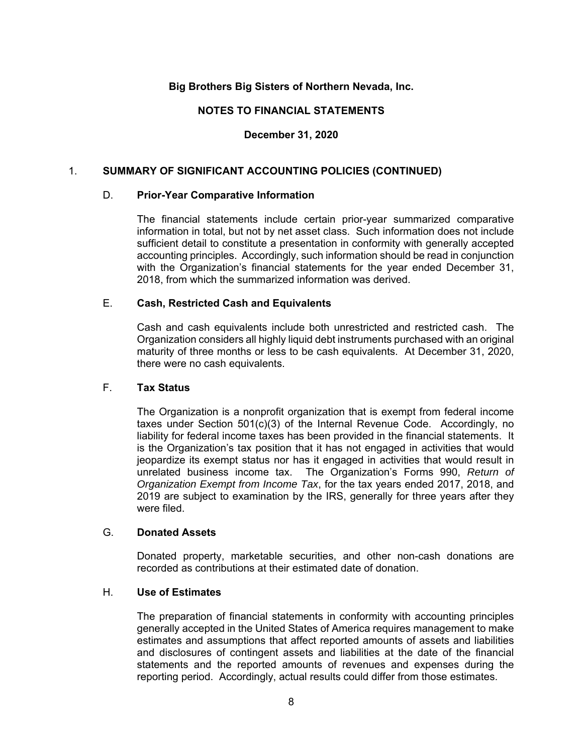**Big Brothers Big Sisters of Northern Nevada, Inc.**

**NOTES TO FINANCIAL STATEMENTS**

**December 31, 2020**

1. **SUMMARY OF SIGNIFICANT ACCOUNTING POLICIES (CONTINUED)**

D. **Prior-Year Comparative Information**

The financial statements include certain prior-year summarized comparative information in total, but not by net asset class. Such information does not include sufficient detail to constitute a presentation in conformity with generally accepted accounting principles. Accordingly, such information should be read in conjunction with the Organization's financial statements for the year ended December 31, 2018, from which the summarized information was derived.

E. **Cash, Restricted Cash and Equivalents**

Cash and cash equivalents include both unrestricted and restricted cash. The Organization considers all highly liquid debt instruments purchased with an original maturity of three months or less to be cash equivalents. At December 31, 2020, there were no cash equivalents.

F. **Tax Status**

The Organization is a nonprofit organization that is exempt from federal income taxes under Section 501(c)(3) of the Internal Revenue Code. Accordingly, no liability for federal income taxes has been provided in the financial statements. It is the Organization's tax position that it has not engaged in activities that would jeopardize its exempt status nor has it engaged in activities that would result in unrelated business income tax. The Organization's Forms 990, *Return of Organization Exempt from Income Tax*, for the tax years ended 2017, 2018, and 2019 are subject to examination by the IRS, generally for three years after they were filed.

G. **Donated Assets**

Donated property, marketable securities, and other non-cash donations are recorded as contributions at their estimated date of donation.

H. **Use of Estimates**

The preparation of financial statements in conformity with accounting principles generally accepted in the United States of America requires management to make estimates and assumptions that affect reported amounts of assets and liabilities and disclosures of contingent assets and liabilities at the date of the financial statements and the reported amounts of revenues and expenses during the reporting period. Accordingly, actual results could differ from those estimates.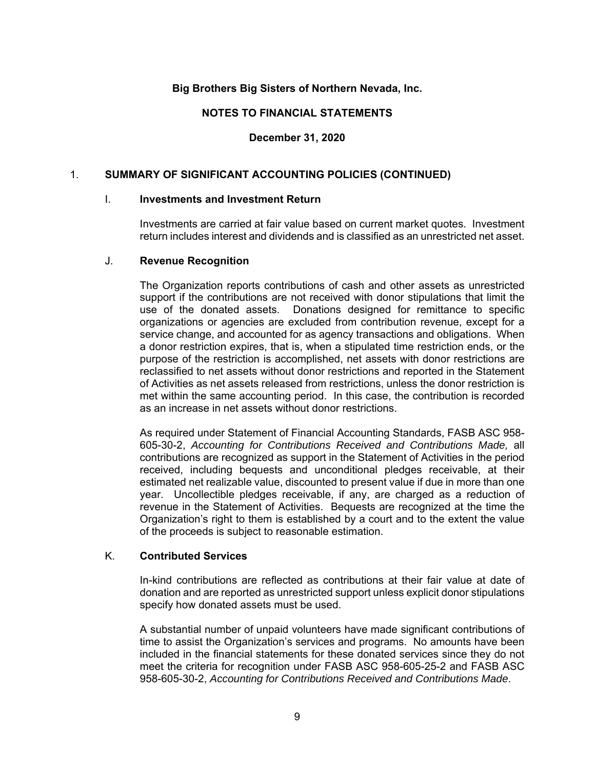**Big Brothers Big Sisters of Northern Nevada, Inc.**

**NOTES TO FINANCIAL STATEMENTS**

**December 31, 2020**

## 1. SUMMARY OF SIGNIFICANT ACCOUNTING POLICIES (CONTINUED)

### I. Investments and Investment Return

Investments are carried at fair value based on current market quotes. Investment return includes interest and dividends and is classified as an unrestricted net asset.

### J. Revenue Recognition

The Organization reports contributions of cash and other assets as unrestricted support if the contributions are not received with donor stipulations that limit the use of the donated assets. Donations designed for remittance to specific organizations or agencies are excluded from contribution revenue, except for a service change, and accounted for as agency transactions and obligations. When a donor restriction expires, that is, when a stipulated time restriction ends, or the purpose of the restriction is accomplished, net assets with donor restrictions are reclassified to net assets without donor restrictions and reported in the Statement of Activities as net assets released from restrictions, unless the donor restriction is met within the same accounting period. In this case, the contribution is recorded as an increase in net assets without donor restrictions.

As required under Statement of Financial Accounting Standards, FASB ASC 958-605-30-2, *Accounting for Contributions Received and Contributions Made,* all contributions are recognized as support in the Statement of Activities in the period received, including bequests and unconditional pledges receivable, at their estimated net realizable value, discounted to present value if due in more than one year. Uncollectible pledges receivable, if any, are charged as a reduction of revenue in the Statement of Activities. Bequests are recognized at the time the Organization's right to them is established by a court and to the extent the value of the proceeds is subject to reasonable estimation.

### K. Contributed Services

In-kind contributions are reflected as contributions at their fair value at date of donation and are reported as unrestricted support unless explicit donor stipulations specify how donated assets must be used.

A substantial number of unpaid volunteers have made significant contributions of time to assist the Organization's services and programs. No amounts have been included in the financial statements for these donated services since they do not meet the criteria for recognition under FASB ASC 958-605-25-2 and FASB ASC 958-605-30-2, *Accounting for Contributions Received and Contributions Made*.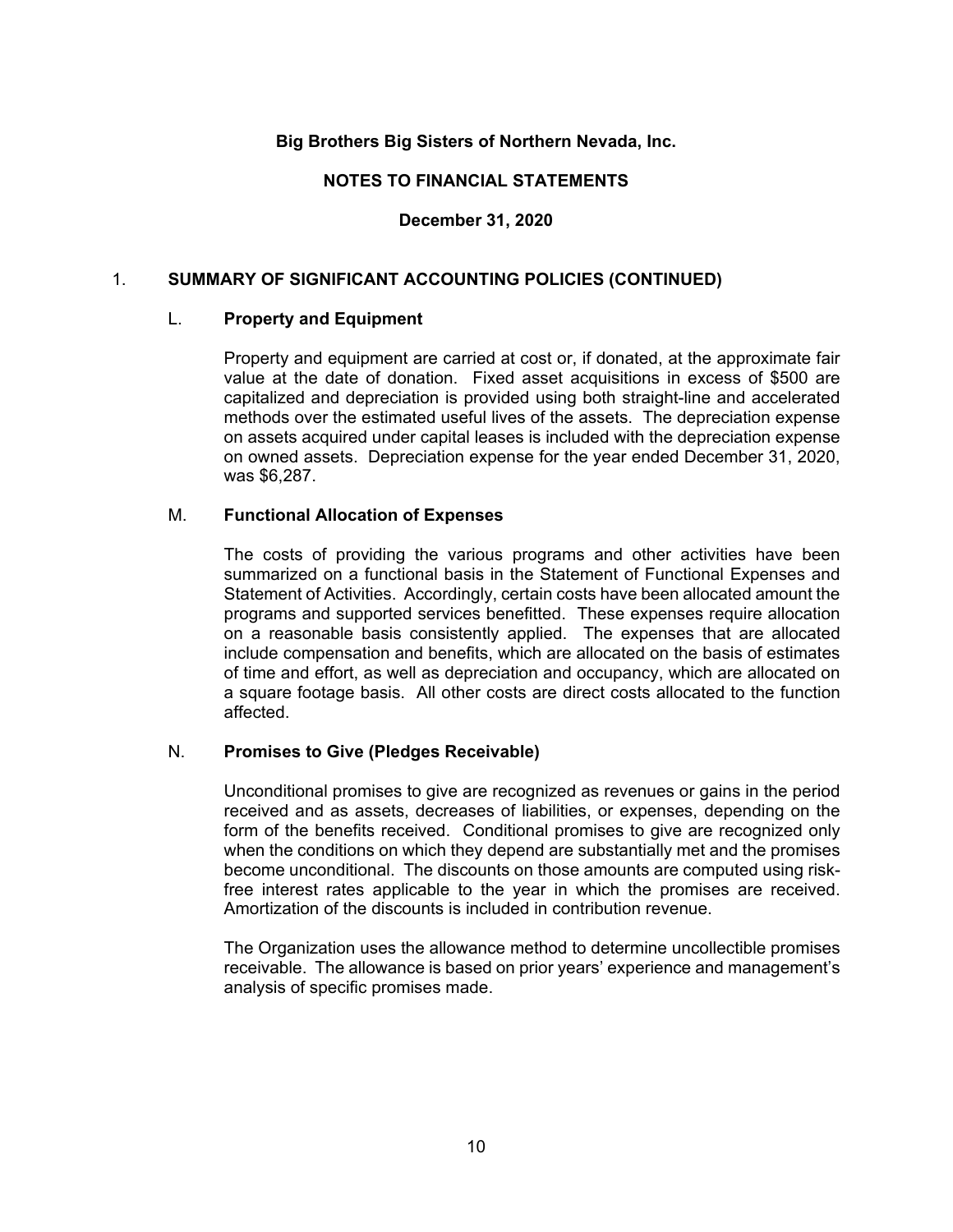**Big Brothers Big Sisters of Northern Nevada, Inc.**

**NOTES TO FINANCIAL STATEMENTS**

**December 31, 2020**

1. **SUMMARY OF SIGNIFICANT ACCOUNTING POLICIES (CONTINUED)**

L. **Property and Equipment**

Property and equipment are carried at cost or, if donated, at the approximate fair value at the date of donation. Fixed asset acquisitions in excess of $500 are capitalized and depreciation is provided using both straight-line and accelerated methods over the estimated useful lives of the assets. The depreciation expense on assets acquired under capital leases is included with the depreciation expense on owned assets. Depreciation expense for the year ended December 31, 2020, was $6,287.

M. **Functional Allocation of Expenses**

The costs of providing the various programs and other activities have been summarized on a functional basis in the Statement of Functional Expenses and Statement of Activities. Accordingly, certain costs have been allocated amount the programs and supported services benefitted. These expenses require allocation on a reasonable basis consistently applied. The expenses that are allocated include compensation and benefits, which are allocated on the basis of estimates of time and effort, as well as depreciation and occupancy, which are allocated on a square footage basis. All other costs are direct costs allocated to the function affected.

N. **Promises to Give (Pledges Receivable)**

Unconditional promises to give are recognized as revenues or gains in the period received and as assets, decreases of liabilities, or expenses, depending on the form of the benefits received. Conditional promises to give are recognized only when the conditions on which they depend are substantially met and the promises become unconditional. The discounts on those amounts are computed using risk-free interest rates applicable to the year in which the promises are received. Amortization of the discounts is included in contribution revenue.

The Organization uses the allowance method to determine uncollectible promises receivable. The allowance is based on prior years' experience and management's analysis of specific promises made.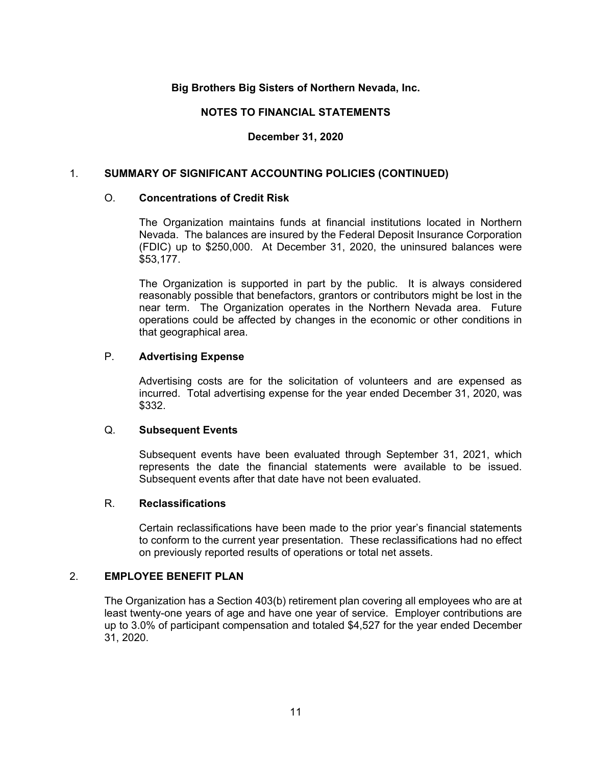**Big Brothers Big Sisters of Northern Nevada, Inc.**

**NOTES TO FINANCIAL STATEMENTS**

**December 31, 2020**

## 1. SUMMARY OF SIGNIFICANT ACCOUNTING POLICIES (CONTINUED)

### O. Concentrations of Credit Risk

The Organization maintains funds at financial institutions located in Northern Nevada. The balances are insured by the Federal Deposit Insurance Corporation (FDIC) up to $250,000. At December 31, 2020, the uninsured balances were $53,177.

The Organization is supported in part by the public. It is always considered reasonably possible that benefactors, grantors or contributors might be lost in the near term. The Organization operates in the Northern Nevada area. Future operations could be affected by changes in the economic or other conditions in that geographical area.

### P. Advertising Expense

Advertising costs are for the solicitation of volunteers and are expensed as incurred. Total advertising expense for the year ended December 31, 2020, was $332.

### Q. Subsequent Events

Subsequent events have been evaluated through September 31, 2021, which represents the date the financial statements were available to be issued. Subsequent events after that date have not been evaluated.

### R. Reclassifications

Certain reclassifications have been made to the prior year's financial statements to conform to the current year presentation. These reclassifications had no effect on previously reported results of operations or total net assets.

## 2. EMPLOYEE BENEFIT PLAN

The Organization has a Section 403(b) retirement plan covering all employees who are at least twenty-one years of age and have one year of service. Employer contributions are up to 3.0% of participant compensation and totaled $4,527 for the year ended December 31, 2020.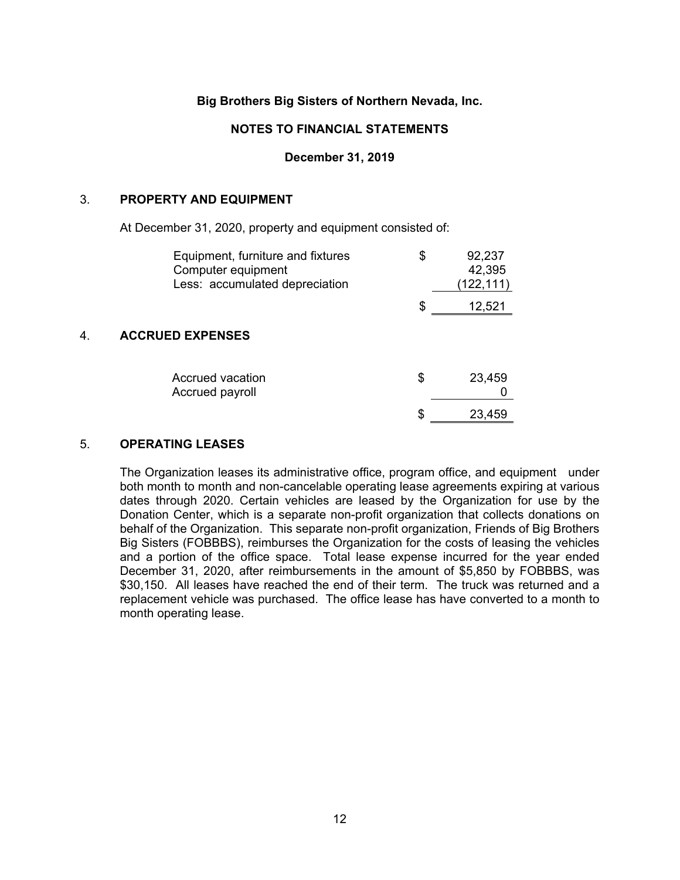# Big Brothers Big Sisters of Northern Nevada, Inc.

## NOTES TO FINANCIAL STATEMENTS

### December 31, 2019

## 3. PROPERTY AND EQUIPMENT

At December 31, 2020, property and equipment consisted of:

| | | |
|---|---|---|
| Equipment, furniture and fixtures | $ | 92,237 |
| Computer equipment | | 42,395 |
| Less: accumulated depreciation | | (122,111) |
| | $ | 12,521 |

## 4. ACCRUED EXPENSES

| | | |
|---|---|---|
| Accrued vacation | $ | 23,459 |
| Accrued payroll | | 0 |
| | $ | 23,459 |

## 5. OPERATING LEASES

The Organization leases its administrative office, program office, and equipment under both month to month and non-cancelable operating lease agreements expiring at various dates through 2020. Certain vehicles are leased by the Organization for use by the Donation Center, which is a separate non-profit organization that collects donations on behalf of the Organization. This separate non-profit organization, Friends of Big Brothers Big Sisters (FOBBBS), reimburses the Organization for the costs of leasing the vehicles and a portion of the office space. Total lease expense incurred for the year ended December 31, 2020, after reimbursements in the amount of $5,850 by FOBBBS, was $30,150. All leases have reached the end of their term. The truck was returned and a replacement vehicle was purchased. The office lease has have converted to a month to month operating lease.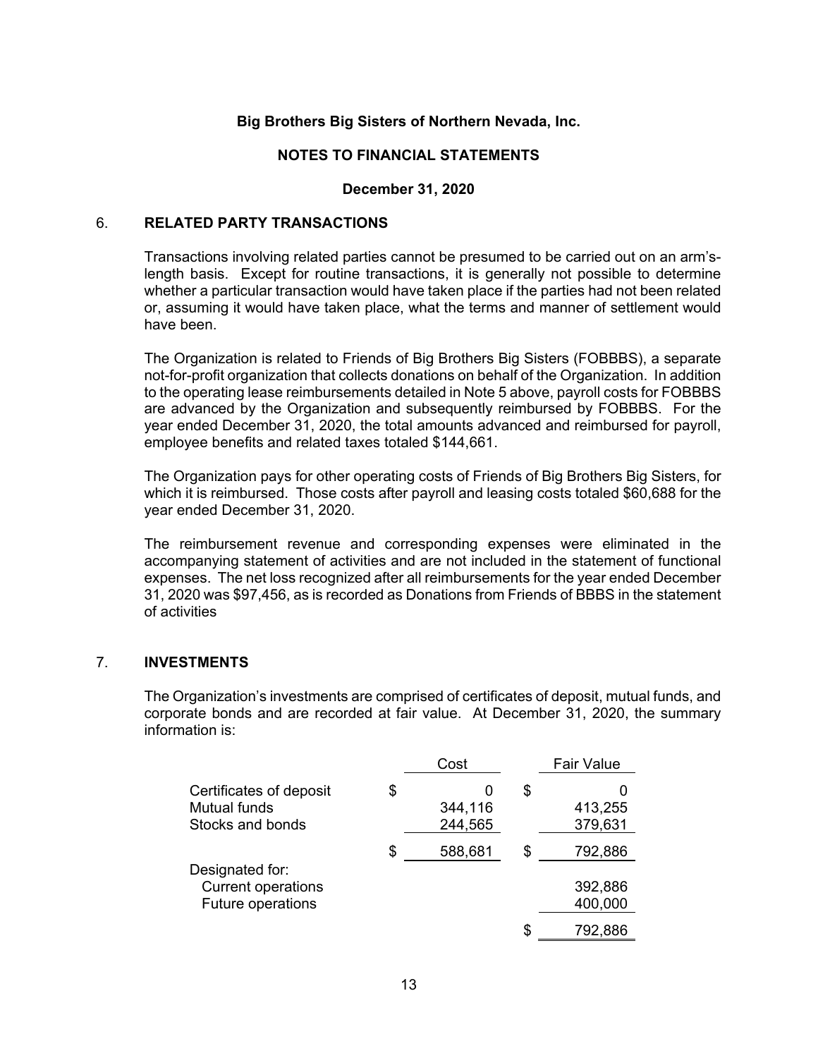**Big Brothers Big Sisters of Northern Nevada, Inc.**

**NOTES TO FINANCIAL STATEMENTS**

**December 31, 2020**

## 6. RELATED PARTY TRANSACTIONS

Transactions involving related parties cannot be presumed to be carried out on an arm's-length basis. Except for routine transactions, it is generally not possible to determine whether a particular transaction would have taken place if the parties had not been related or, assuming it would have taken place, what the terms and manner of settlement would have been.

The Organization is related to Friends of Big Brothers Big Sisters (FOBBBS), a separate not-for-profit organization that collects donations on behalf of the Organization. In addition to the operating lease reimbursements detailed in Note 5 above, payroll costs for FOBBBS are advanced by the Organization and subsequently reimbursed by FOBBBS. For the year ended December 31, 2020, the total amounts advanced and reimbursed for payroll, employee benefits and related taxes totaled $144,661.

The Organization pays for other operating costs of Friends of Big Brothers Big Sisters, for which it is reimbursed. Those costs after payroll and leasing costs totaled $60,688 for the year ended December 31, 2020.

The reimbursement revenue and corresponding expenses were eliminated in the accompanying statement of activities and are not included in the statement of functional expenses. The net loss recognized after all reimbursements for the year ended December 31, 2020 was $97,456, as is recorded as Donations from Friends of BBBS in the statement of activities

## 7. INVESTMENTS

The Organization's investments are comprised of certificates of deposit, mutual funds, and corporate bonds and are recorded at fair value. At December 31, 2020, the summary information is:

| | Cost | Fair Value |
|---|---|---|
| Certificates of deposit | $ 0 | $ 0 |
| Mutual funds | 344,116 | 413,255 |
| Stocks and bonds | 244,565 | 379,631 |
| | $ 588,681 | $ 792,886 |
| Designated for: | | |
| Current operations | | 392,886 |
| Future operations | | 400,000 |
| | | $ 792,886 |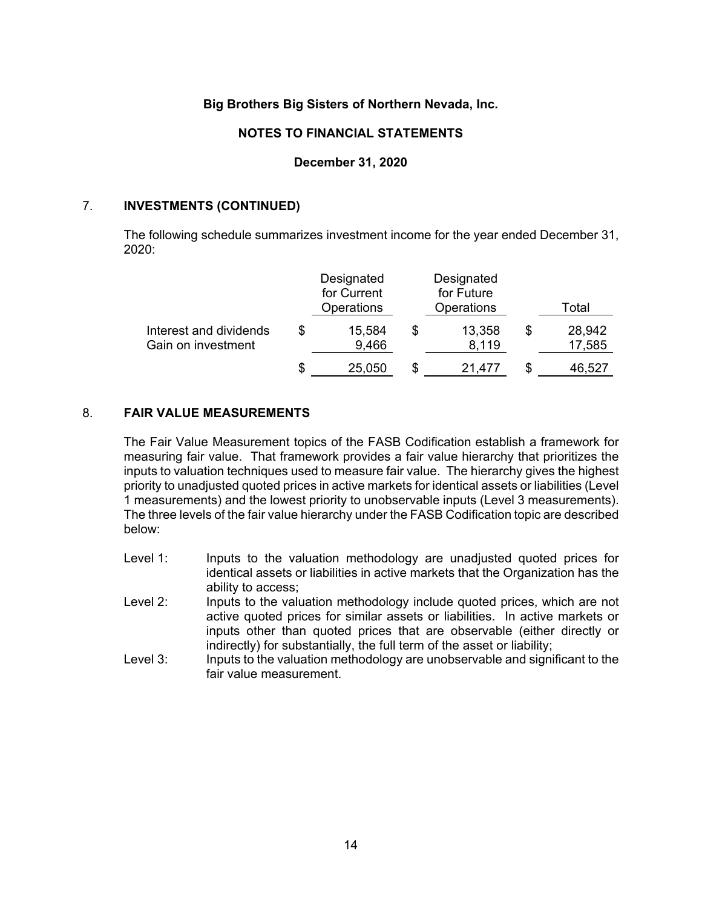**Big Brothers Big Sisters of Northern Nevada, Inc.**

**NOTES TO FINANCIAL STATEMENTS**

**December 31, 2020**

## 7. INVESTMENTS (CONTINUED)

The following schedule summarizes investment income for the year ended December 31, 2020:

| | Designated for Current Operations | Designated for Future Operations | Total |
|---|---|---|---|
| Interest and dividends | $ 15,584 | $ 13,358 | $ 28,942 |
| Gain on investment | 9,466 | 8,119 | 17,585 |
| | $ 25,050 | $ 21,477 | $ 46,527 |

## 8. FAIR VALUE MEASUREMENTS

The Fair Value Measurement topics of the FASB Codification establish a framework for measuring fair value. That framework provides a fair value hierarchy that prioritizes the inputs to valuation techniques used to measure fair value. The hierarchy gives the highest priority to unadjusted quoted prices in active markets for identical assets or liabilities (Level 1 measurements) and the lowest priority to unobservable inputs (Level 3 measurements). The three levels of the fair value hierarchy under the FASB Codification topic are described below:

Level 1: Inputs to the valuation methodology are unadjusted quoted prices for identical assets or liabilities in active markets that the Organization has the ability to access;

Level 2: Inputs to the valuation methodology include quoted prices, which are not active quoted prices for similar assets or liabilities. In active markets or inputs other than quoted prices that are observable (either directly or indirectly) for substantially, the full term of the asset or liability;

Level 3: Inputs to the valuation methodology are unobservable and significant to the fair value measurement.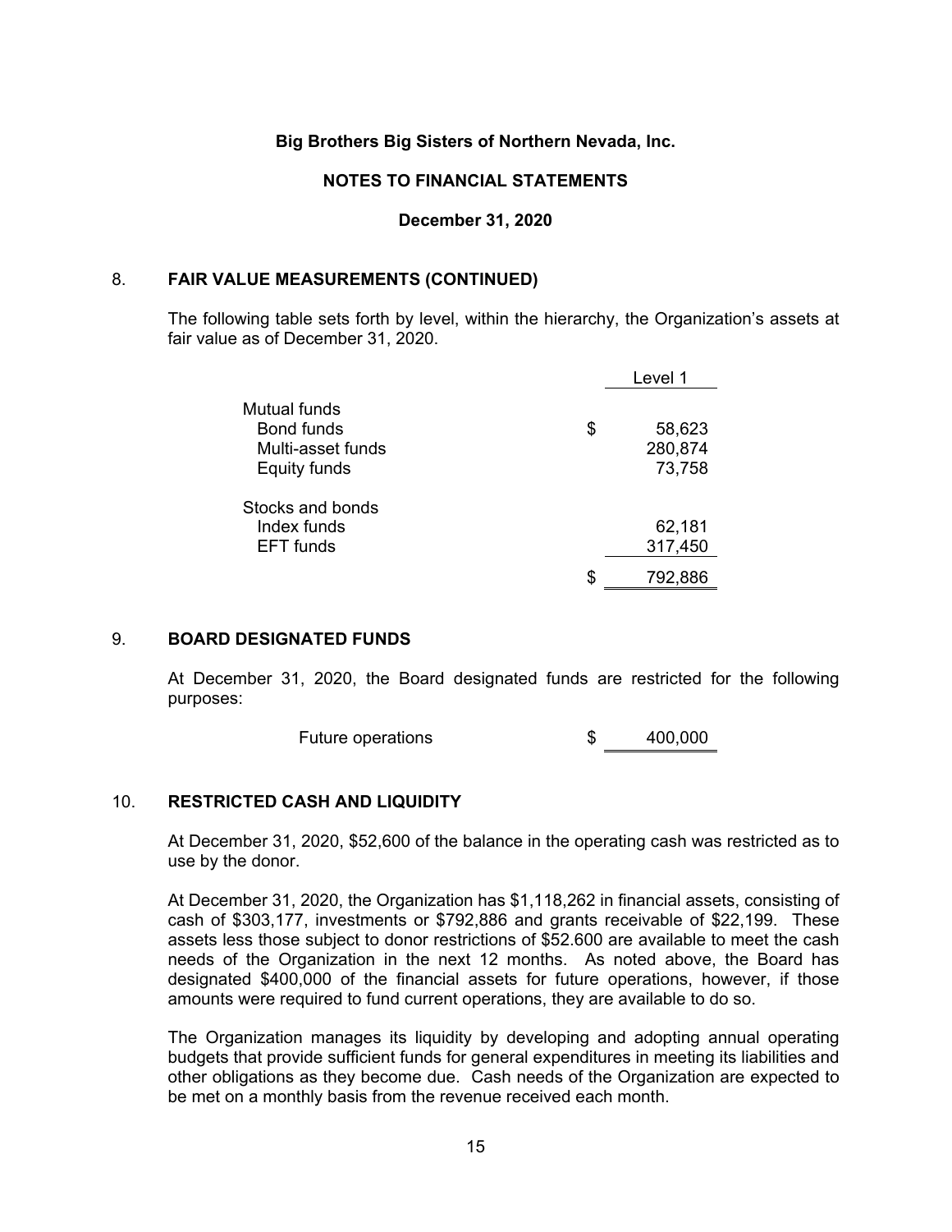Big Brothers Big Sisters of Northern Nevada, Inc.

NOTES TO FINANCIAL STATEMENTS

December 31, 2020

## 8. FAIR VALUE MEASUREMENTS (CONTINUED)

The following table sets forth by level, within the hierarchy, the Organization's assets at fair value as of December 31, 2020.

| | Level 1 |
|---|---|
| Mutual funds | |
| Bond funds | $ 58,623 |
| Multi-asset funds | 280,874 |
| Equity funds | 73,758 |
| Stocks and bonds | |
| Index funds | 62,181 |
| EFT funds | 317,450 |
| | $ 792,886 |

## 9. BOARD DESIGNATED FUNDS

At December 31, 2020, the Board designated funds are restricted for the following purposes:

| | |
|---|---|
| Future operations | $ 400,000 |

## 10. RESTRICTED CASH AND LIQUIDITY

At December 31, 2020, $52,600 of the balance in the operating cash was restricted as to use by the donor.

At December 31, 2020, the Organization has $1,118,262 in financial assets, consisting of cash of $303,177, investments or $792,886 and grants receivable of $22,199. These assets less those subject to donor restrictions of $52.600 are available to meet the cash needs of the Organization in the next 12 months. As noted above, the Board has designated $400,000 of the financial assets for future operations, however, if those amounts were required to fund current operations, they are available to do so.

The Organization manages its liquidity by developing and adopting annual operating budgets that provide sufficient funds for general expenditures in meeting its liabilities and other obligations as they become due. Cash needs of the Organization are expected to be met on a monthly basis from the revenue received each month.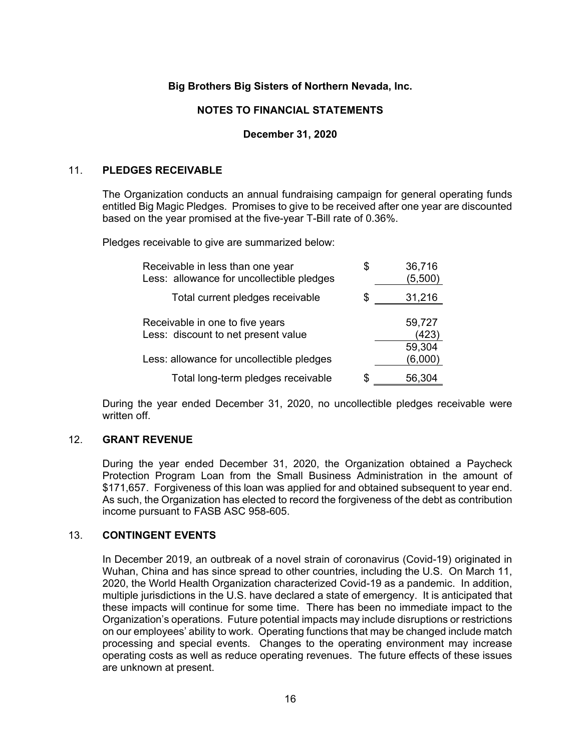# Big Brothers Big Sisters of Northern Nevada, Inc.

## NOTES TO FINANCIAL STATEMENTS

### December 31, 2020

### 11. PLEDGES RECEIVABLE

The Organization conducts an annual fundraising campaign for general operating funds entitled Big Magic Pledges. Promises to give to be received after one year are discounted based on the year promised at the five-year T-Bill rate of 0.36%.

Pledges receivable to give are summarized below:

| | | |
|---|---|---|
| Receivable in less than one year | $ | 36,716 |
| Less: allowance for uncollectible pledges | | (5,500) |
| Total current pledges receivable | $ | 31,216 |
| Receivable in one to five years | | 59,727 |
| Less: discount to net present value | | (423) |
| | | 59,304 |
| Less: allowance for uncollectible pledges | | (6,000) |
| Total long-term pledges receivable | $ | 56,304 |

During the year ended December 31, 2020, no uncollectible pledges receivable were written off.

### 12. GRANT REVENUE

During the year ended December 31, 2020, the Organization obtained a Paycheck Protection Program Loan from the Small Business Administration in the amount of $171,657. Forgiveness of this loan was applied for and obtained subsequent to year end. As such, the Organization has elected to record the forgiveness of the debt as contribution income pursuant to FASB ASC 958-605.

### 13. CONTINGENT EVENTS

In December 2019, an outbreak of a novel strain of coronavirus (Covid-19) originated in Wuhan, China and has since spread to other countries, including the U.S. On March 11, 2020, the World Health Organization characterized Covid-19 as a pandemic. In addition, multiple jurisdictions in the U.S. have declared a state of emergency. It is anticipated that these impacts will continue for some time. There has been no immediate impact to the Organization's operations. Future potential impacts may include disruptions or restrictions on our employees' ability to work. Operating functions that may be changed include match processing and special events. Changes to the operating environment may increase operating costs as well as reduce operating revenues. The future effects of these issues are unknown at present.